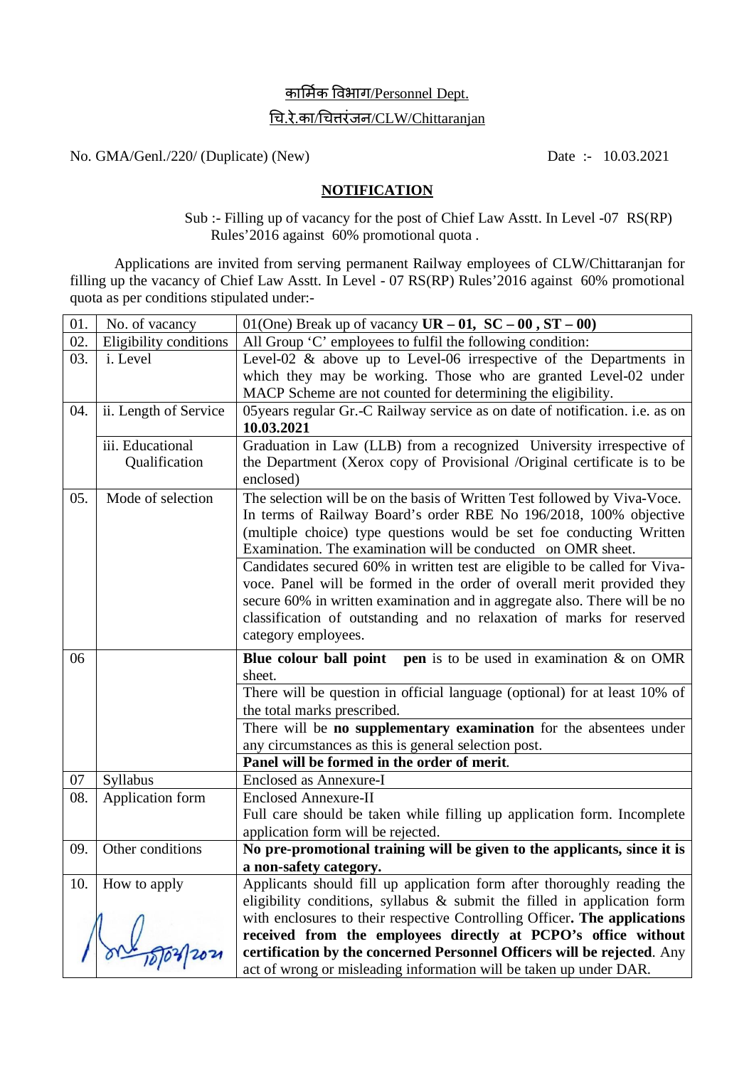कार्मिक विभाग/Personnel Dept.

चि.रे.का/चित्तरंजन/CLW/Chittaranjan

No. GMA/Genl./220/ (Duplicate) (New) Date :- 10.03.2021

## NOTIFICATION

Sub :- Filling up of vacancy for the post of Chief Law Asstt. In Level -07 RS(RP) Rules'2016 against 60% promotional quota .

Applications are invited from serving permanent Railway employees of CLW/Chittaranjan for filling up the vacancy of Chief Law Asstt. In Level - 07 RS(RP) Rules'2016 against 60% promotional quota as per conditions stipulated under:-

| | | |
|---|---|---|
| 01. | No. of vacancy | 01(One) Break up of vacancy **UR – 01, SC – 00 , ST – 00)** |
| 02. | Eligibility conditions | All Group 'C' employees to fulfil the following condition: |
| 03. | i. Level | Level-02 & above up to Level-06 irrespective of the Departments in which they may be working. Those who are granted Level-02 under MACP Scheme are not counted for determining the eligibility. |
| 04. | ii. Length of Service | 05years regular Gr.-C Railway service as on date of notification. i.e. as on **10.03.2021** |
| | iii. Educational Qualification | Graduation in Law (LLB) from a recognized University irrespective of the Department (Xerox copy of Provisional /Original certificate is to be enclosed) |
| 05. | Mode of selection | The selection will be on the basis of Written Test followed by Viva-Voce. In terms of Railway Board's order RBE No 196/2018, 100% objective (multiple choice) type questions would be set foe conducting Written Examination. The examination will be conducted on OMR sheet. |
| | | Candidates secured 60% in written test are eligible to be called for Viva-voce. Panel will be formed in the order of overall merit provided they secure 60% in written examination and in aggregate also. There will be no classification of outstanding and no relaxation of marks for reserved category employees. |
| 06 | | **Blue colour ball point pen** is to be used in examination & on OMR sheet. |
| | | There will be question in official language (optional) for at least 10% of the total marks prescribed. |
| | | There will be **no supplementary examination** for the absentees under any circumstances as this is general selection post. |
| | | **Panel will be formed in the order of merit.** |
| 07 | Syllabus | Enclosed as Annexure-I |
| 08. | Application form | Enclosed Annexure-II<br>Full care should be taken while filling up application form. Incomplete application form will be rejected. |
| 09. | Other conditions | **No pre-promotional training will be given to the applicants, since it is a non-safety category.** |
| 10. | How to apply | Applicants should fill up application form after thoroughly reading the eligibility conditions, syllabus & submit the filled in application form with enclosures to their respective Controlling Officer**. The applications received from the employees directly at PCPO's office without certification by the concerned Personnel Officers will be rejected**. Any act of wrong or misleading information will be taken up under DAR. |

10/03/2021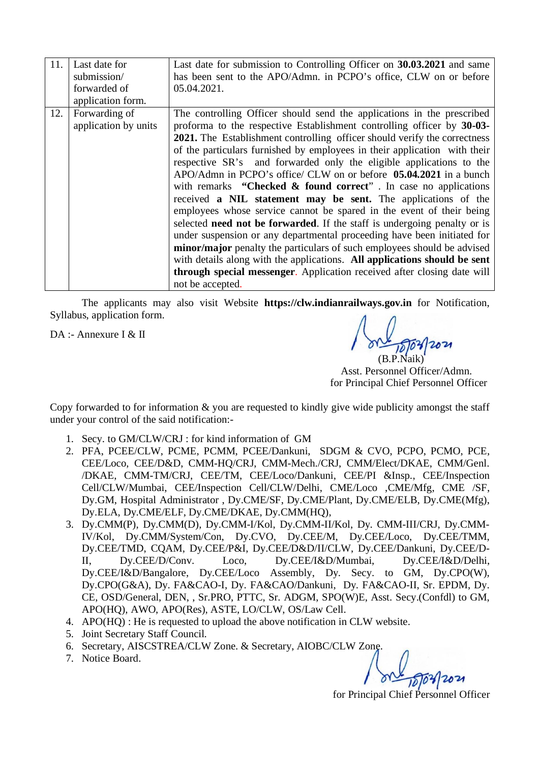| 11. | Last date for submission/ forwarded of application form. | Last date for submission to Controlling Officer on **30.03.2021** and same has been sent to the APO/Admn. in PCPO's office, CLW on or before 05.04.2021. |
|---|---|---|
| 12. | Forwarding of application by units | The controlling Officer should send the applications in the prescribed proforma to the respective Establishment controlling officer by **30-03-2021.** The Establishment controlling officer should verify the correctness of the particulars furnished by employees in their application with their respective SR's and forwarded only the eligible applications to the APO/Admn in PCPO's office/ CLW on or before **05.04.2021** in a bunch with remarks **"Checked & found correct"** . In case no applications received **a NIL statement may be sent.** The applications of the employees whose service cannot be spared in the event of their being selected **need not be forwarded**. If the staff is undergoing penalty or is under suspension or any departmental proceeding have been initiated for **minor/major** penalty the particulars of such employees should be advised with details along with the applications. **All applications should be sent through special messenger**. Application received after closing date will not be accepted. |

The applicants may also visit Website **https://clw.indianrailways.gov.in** for Notification, Syllabus, application form.

DA :- Annexure I & II

10/03/2021
(B.P.Naik)
Asst. Personnel Officer/Admn.
for Principal Chief Personnel Officer

Copy forwarded to for information & you are requested to kindly give wide publicity amongst the staff under your control of the said notification:-

1. Secy. to GM/CLW/CRJ : for kind information of GM
2. PFA, PCEE/CLW, PCME, PCMM, PCEE/Dankuni, SDGM & CVO, PCPO, PCMO, PCE, CEE/Loco, CEE/D&D, CMM-HQ/CRJ, CMM-Mech./CRJ, CMM/Elect/DKAE, CMM/Genl. /DKAE, CMM-TM/CRJ, CEE/TM, CEE/Loco/Dankuni, CEE/PI &Insp., CEE/Inspection Cell/CLW/Mumbai, CEE/Inspection Cell/CLW/Delhi, CME/Loco ,CME/Mfg, CME /SF, Dy.GM, Hospital Administrator , Dy.CME/SF, Dy.CME/Plant, Dy.CME/ELB, Dy.CME(Mfg), Dy.ELA, Dy.CME/ELF, Dy.CME/DKAE, Dy.CMM(HQ),
3. Dy.CMM(P), Dy.CMM(D), Dy.CMM-I/Kol, Dy.CMM-II/Kol, Dy. CMM-III/CRJ, Dy.CMM-IV/Kol, Dy.CMM/System/Con, Dy.CVO, Dy.CEE/M, Dy.CEE/Loco, Dy.CEE/TMM, Dy.CEE/TMD, CQAM, Dy.CEE/P&I, Dy.CEE/D&D/II/CLW, Dy.CEE/Dankuni, Dy.CEE/D-II, Dy.CEE/D/Conv. Loco, Dy.CEE/I&D/Mumbai, Dy.CEE/I&D/Delhi, Dy.CEE/I&D/Bangalore, Dy.CEE/Loco Assembly, Dy. Secy. to GM, Dy.CPO(W), Dy.CPO(G&A), Dy. FA&CAO-I, Dy. FA&CAO/Dankuni, Dy. FA&CAO-II, Sr. EPDM, Dy. CE, OSD/General, DEN, , Sr.PRO, PTTC, Sr. ADGM, SPO(W)E, Asst. Secy.(Confdl) to GM, APO(HQ), AWO, APO(Res), ASTE, LO/CLW, OS/Law Cell.
4. APO(HQ) : He is requested to upload the above notification in CLW website.
5. Joint Secretary Staff Council.
6. Secretary, AISCSTREA/CLW Zone. & Secretary, AIOBC/CLW Zone.
7. Notice Board.

10/03/2021
for Principal Chief Personnel Officer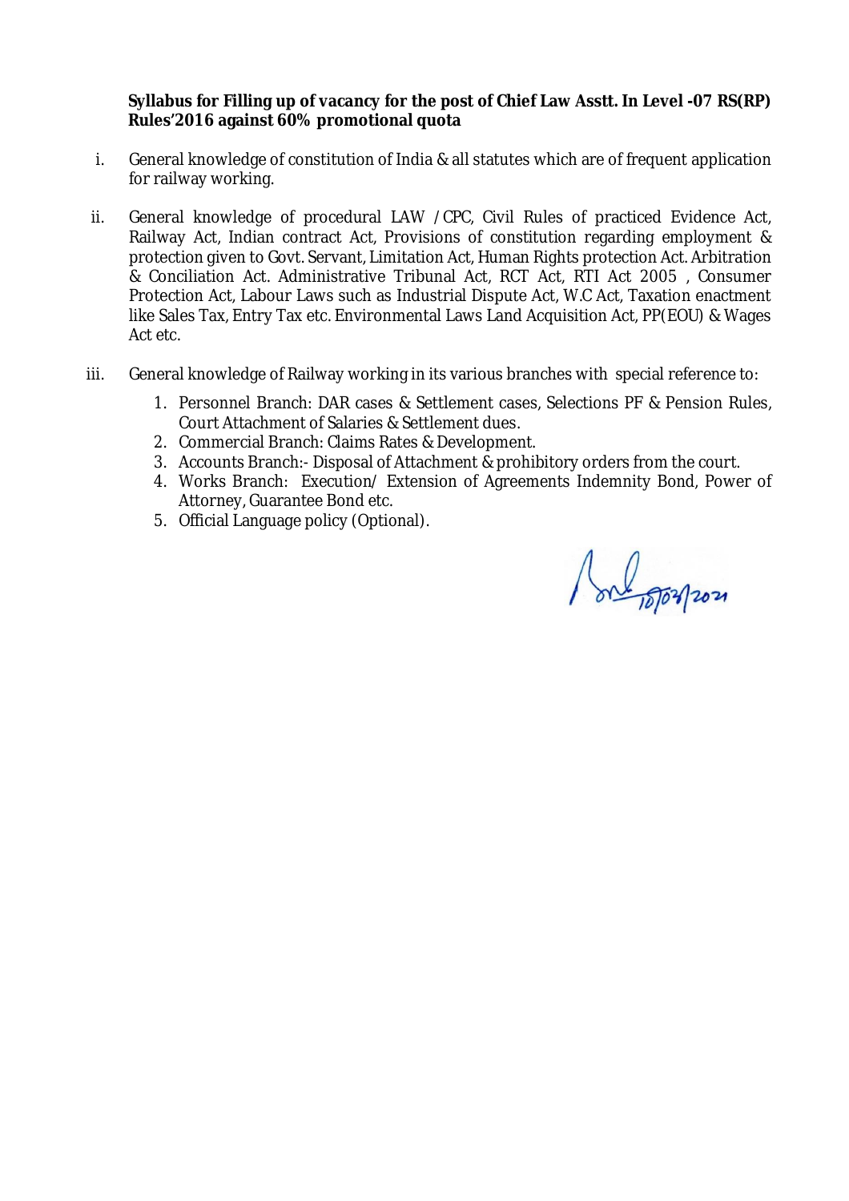**Syllabus for Filling up of vacancy for the post of Chief Law Asstt. In Level -07 RS(RP) Rules'2016 against 60% promotional quota**

i. General knowledge of constitution of India & all statutes which are of frequent application for railway working.

ii. General knowledge of procedural LAW / CPC, Civil Rules of practiced Evidence Act, Railway Act, Indian contract Act, Provisions of constitution regarding employment & protection given to Govt. Servant, Limitation Act, Human Rights protection Act. Arbitration & Conciliation Act. Administrative Tribunal Act, RCT Act, RTI Act 2005 , Consumer Protection Act, Labour Laws such as Industrial Dispute Act, W.C Act, Taxation enactment like Sales Tax, Entry Tax etc. Environmental Laws Land Acquisition Act, PP(EOU) & Wages Act etc.

iii. General knowledge of Railway working in its various branches with special reference to:

1. Personnel Branch: DAR cases & Settlement cases, Selections PF & Pension Rules, Court Attachment of Salaries & Settlement dues.
2. Commercial Branch: Claims Rates & Development.
3. Accounts Branch:- Disposal of Attachment & prohibitory orders from the court.
4. Works Branch: Execution/ Extension of Agreements Indemnity Bond, Power of Attorney, Guarantee Bond etc.
5. Official Language policy (Optional).

10/03/2021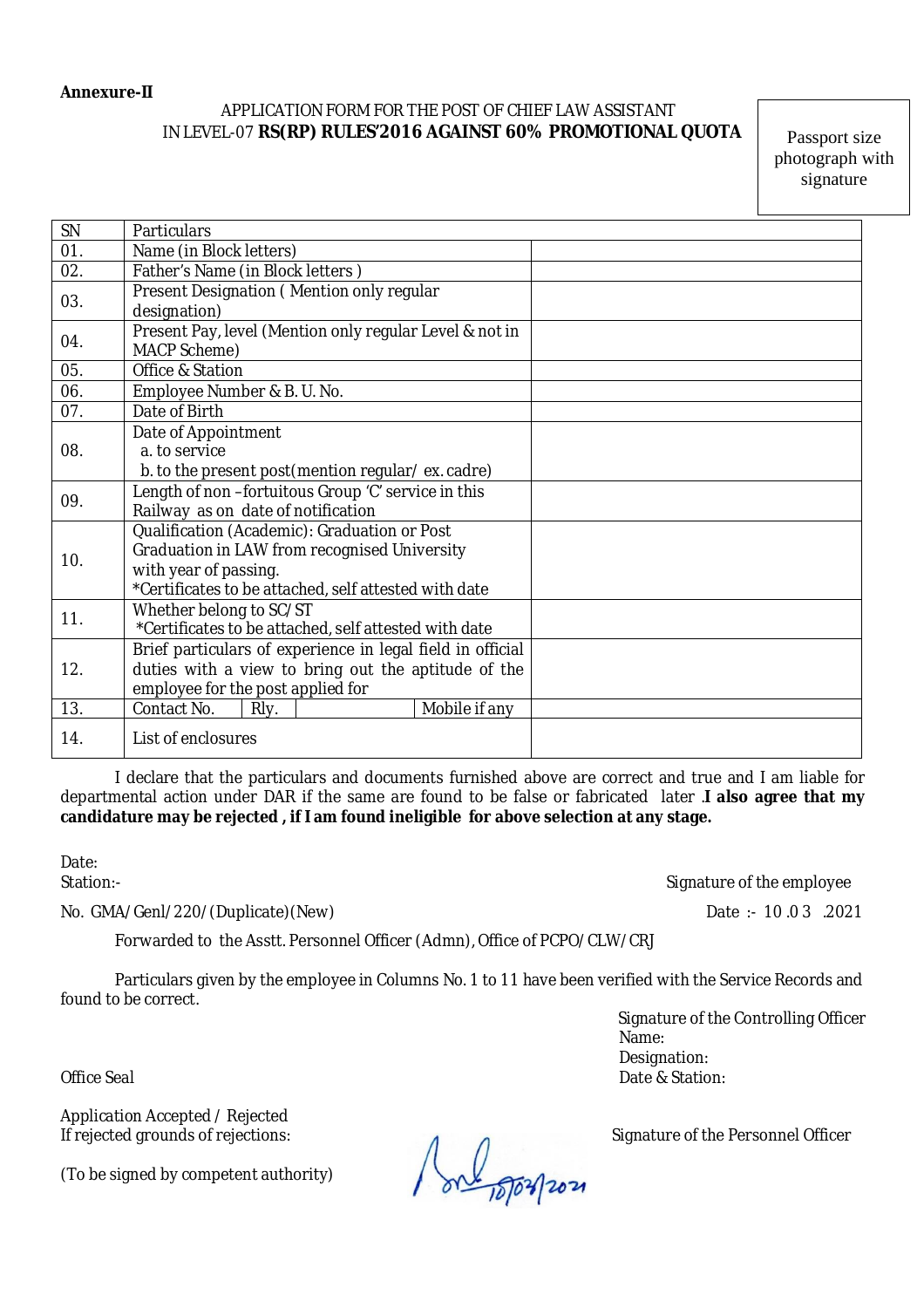**Annexure-II**

APPLICATION FORM FOR THE POST OF CHIEF LAW ASSISTANT
IN LEVEL-07 **RS(RP) RULES'2016 AGAINST 60% PROMOTIONAL QUOTA**

Passport size photograph with signature

| SN | Particulars | |
|---|---|---|
| 01. | Name (in Block letters) | |
| 02. | Father's Name (in Block letters ) | |
| 03. | Present Designation ( Mention only regular designation) | |
| 04. | Present Pay, level (Mention only regular Level & not in MACP Scheme) | |
| 05. | Office & Station | |
| 06. | Employee Number & B. U. No. | |
| 07. | Date of Birth | |
| 08. | Date of Appointment<br>a. to service<br>b. to the present post(mention regular/ ex. cadre) | |
| 09. | Length of non –fortuitous Group 'C' service in this Railway as on date of notification | |
| 10. | Qualification (Academic): Graduation or Post Graduation in LAW from recognised University with year of passing.<br>*Certificates to be attached, self attested with date | |
| 11. | Whether belong to SC/ST<br>*Certificates to be attached, self attested with date | |
| 12. | Brief particulars of experience in legal field in official duties with a view to bring out the aptitude of the employee for the post applied for | |
| 13. | Contact No. Rly. Mobile if any | |
| 14. | List of enclosures | |

I declare that the particulars and documents furnished above are correct and true and I am liable for departmental action under DAR if the same are found to be false or fabricated later .**I also agree that my candidature may be rejected , if I am found ineligible for above selection at any stage.**

Date:
Station:-

Signature of the employee

No. GMA/Genl/220/(Duplicate)(New)

Date :- 10 .0 3 .2021

Forwarded to the Asstt. Personnel Officer (Admn), Office of PCPO/CLW/CRJ

Particulars given by the employee in Columns No. 1 to 11 have been verified with the Service Records and found to be correct.

Signature of the Controlling Officer
Name:
Designation:
Date & Station:

Office Seal

Application Accepted / Rejected
If rejected grounds of rejections:

Signature of the Personnel Officer

(To be signed by competent authority)

10/03/2021